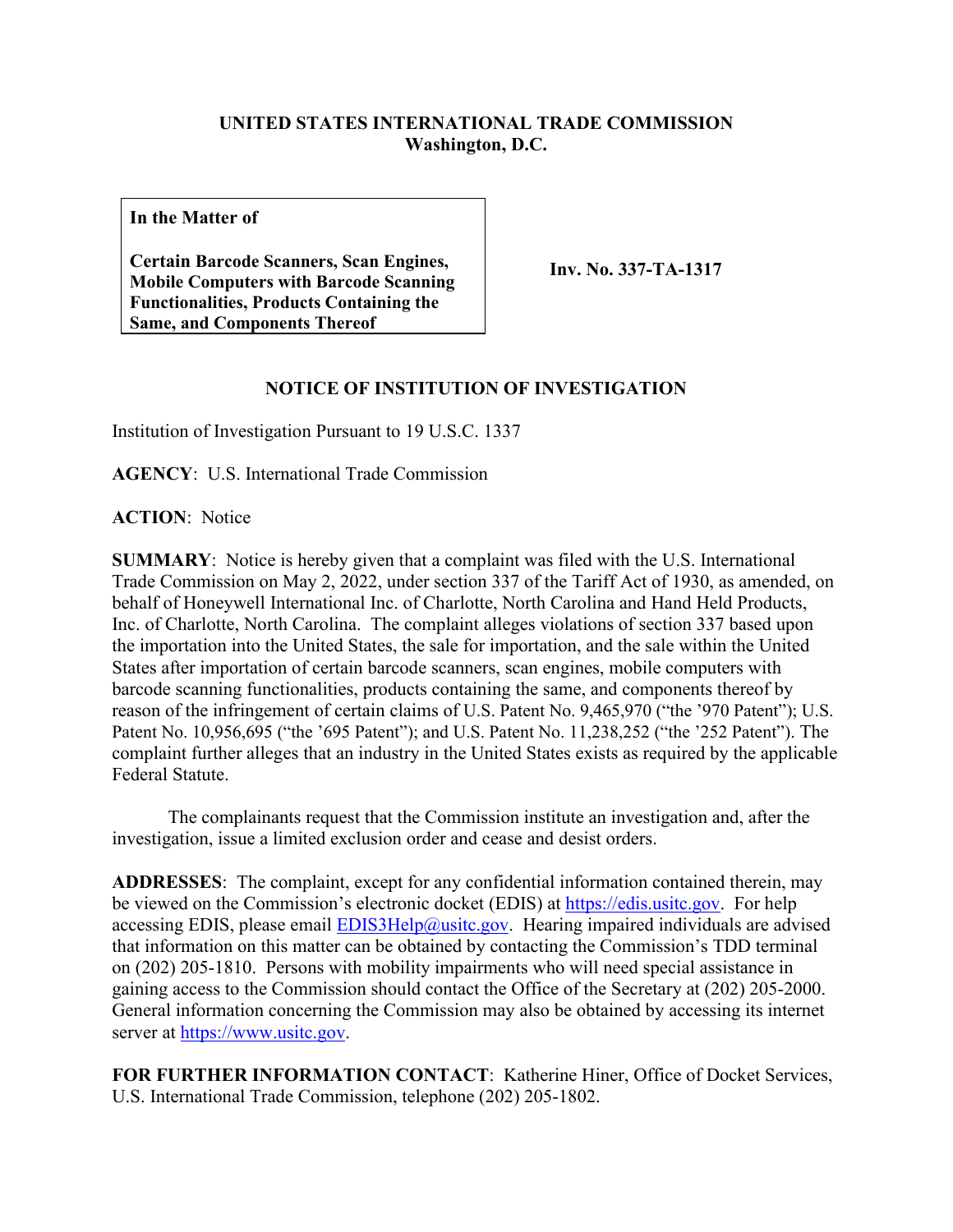**UNITED STATES INTERNATIONAL TRADE COMMISSION**
**Washington, D.C.**

| **In the Matter of**<br><br>**Certain Barcode Scanners, Scan Engines, Mobile Computers with Barcode Scanning Functionalities, Products Containing the Same, and Components Thereof** | **Inv. No. 337-TA-1317** |
|---|---|

## NOTICE OF INSTITUTION OF INVESTIGATION

Institution of Investigation Pursuant to 19 U.S.C. 1337

**AGENCY**: U.S. International Trade Commission

**ACTION**: Notice

**SUMMARY**: Notice is hereby given that a complaint was filed with the U.S. International Trade Commission on May 2, 2022, under section 337 of the Tariff Act of 1930, as amended, on behalf of Honeywell International Inc. of Charlotte, North Carolina and Hand Held Products, Inc. of Charlotte, North Carolina. The complaint alleges violations of section 337 based upon the importation into the United States, the sale for importation, and the sale within the United States after importation of certain barcode scanners, scan engines, mobile computers with barcode scanning functionalities, products containing the same, and components thereof by reason of the infringement of certain claims of U.S. Patent No. 9,465,970 ("the '970 Patent"); U.S. Patent No. 10,956,695 ("the '695 Patent"); and U.S. Patent No. 11,238,252 ("the '252 Patent"). The complaint further alleges that an industry in the United States exists as required by the applicable Federal Statute.

The complainants request that the Commission institute an investigation and, after the investigation, issue a limited exclusion order and cease and desist orders.

**ADDRESSES**: The complaint, except for any confidential information contained therein, may be viewed on the Commission's electronic docket (EDIS) at https://edis.usitc.gov. For help accessing EDIS, please email EDIS3Help@usitc.gov. Hearing impaired individuals are advised that information on this matter can be obtained by contacting the Commission's TDD terminal on (202) 205-1810. Persons with mobility impairments who will need special assistance in gaining access to the Commission should contact the Office of the Secretary at (202) 205-2000. General information concerning the Commission may also be obtained by accessing its internet server at https://www.usitc.gov.

**FOR FURTHER INFORMATION CONTACT**: Katherine Hiner, Office of Docket Services, U.S. International Trade Commission, telephone (202) 205-1802.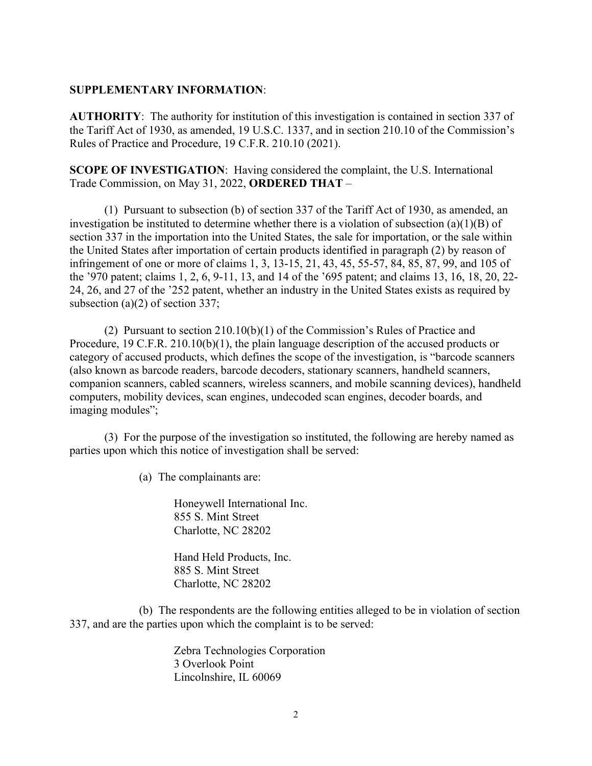**SUPPLEMENTARY INFORMATION**:

**AUTHORITY**: The authority for institution of this investigation is contained in section 337 of the Tariff Act of 1930, as amended, 19 U.S.C. 1337, and in section 210.10 of the Commission's Rules of Practice and Procedure, 19 C.F.R. 210.10 (2021).

**SCOPE OF INVESTIGATION**: Having considered the complaint, the U.S. International Trade Commission, on May 31, 2022, **ORDERED THAT** –

(1) Pursuant to subsection (b) of section 337 of the Tariff Act of 1930, as amended, an investigation be instituted to determine whether there is a violation of subsection (a)(1)(B) of section 337 in the importation into the United States, the sale for importation, or the sale within the United States after importation of certain products identified in paragraph (2) by reason of infringement of one or more of claims 1, 3, 13-15, 21, 43, 45, 55-57, 84, 85, 87, 99, and 105 of the '970 patent; claims 1, 2, 6, 9-11, 13, and 14 of the '695 patent; and claims 13, 16, 18, 20, 22-24, 26, and 27 of the '252 patent, whether an industry in the United States exists as required by subsection (a)(2) of section 337;

(2) Pursuant to section 210.10(b)(1) of the Commission's Rules of Practice and Procedure, 19 C.F.R. 210.10(b)(1), the plain language description of the accused products or category of accused products, which defines the scope of the investigation, is "barcode scanners (also known as barcode readers, barcode decoders, stationary scanners, handheld scanners, companion scanners, cabled scanners, wireless scanners, and mobile scanning devices), handheld computers, mobility devices, scan engines, undecoded scan engines, decoder boards, and imaging modules";

(3) For the purpose of the investigation so instituted, the following are hereby named as parties upon which this notice of investigation shall be served:

(a) The complainants are:

Honeywell International Inc.
855 S. Mint Street
Charlotte, NC 28202

Hand Held Products, Inc.
885 S. Mint Street
Charlotte, NC 28202

(b) The respondents are the following entities alleged to be in violation of section 337, and are the parties upon which the complaint is to be served:

Zebra Technologies Corporation
3 Overlook Point
Lincolnshire, IL 60069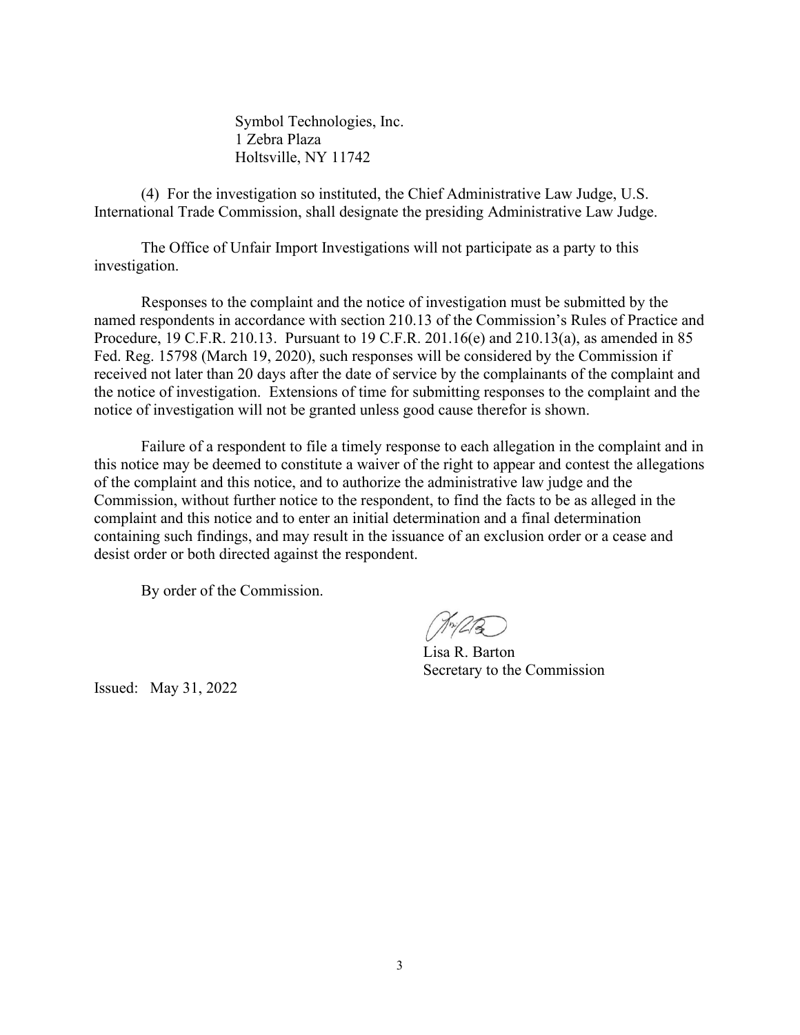Symbol Technologies, Inc.
1 Zebra Plaza
Holtsville, NY 11742

(4) For the investigation so instituted, the Chief Administrative Law Judge, U.S. International Trade Commission, shall designate the presiding Administrative Law Judge.

The Office of Unfair Import Investigations will not participate as a party to this investigation.

Responses to the complaint and the notice of investigation must be submitted by the named respondents in accordance with section 210.13 of the Commission's Rules of Practice and Procedure, 19 C.F.R. 210.13. Pursuant to 19 C.F.R. 201.16(e) and 210.13(a), as amended in 85 Fed. Reg. 15798 (March 19, 2020), such responses will be considered by the Commission if received not later than 20 days after the date of service by the complainants of the complaint and the notice of investigation. Extensions of time for submitting responses to the complaint and the notice of investigation will not be granted unless good cause therefor is shown.

Failure of a respondent to file a timely response to each allegation in the complaint and in this notice may be deemed to constitute a waiver of the right to appear and contest the allegations of the complaint and this notice, and to authorize the administrative law judge and the Commission, without further notice to the respondent, to find the facts to be as alleged in the complaint and this notice and to enter an initial determination and a final determination containing such findings, and may result in the issuance of an exclusion order or a cease and desist order or both directed against the respondent.

By order of the Commission.

Lisa R. Barton
Secretary to the Commission

Issued: May 31, 2022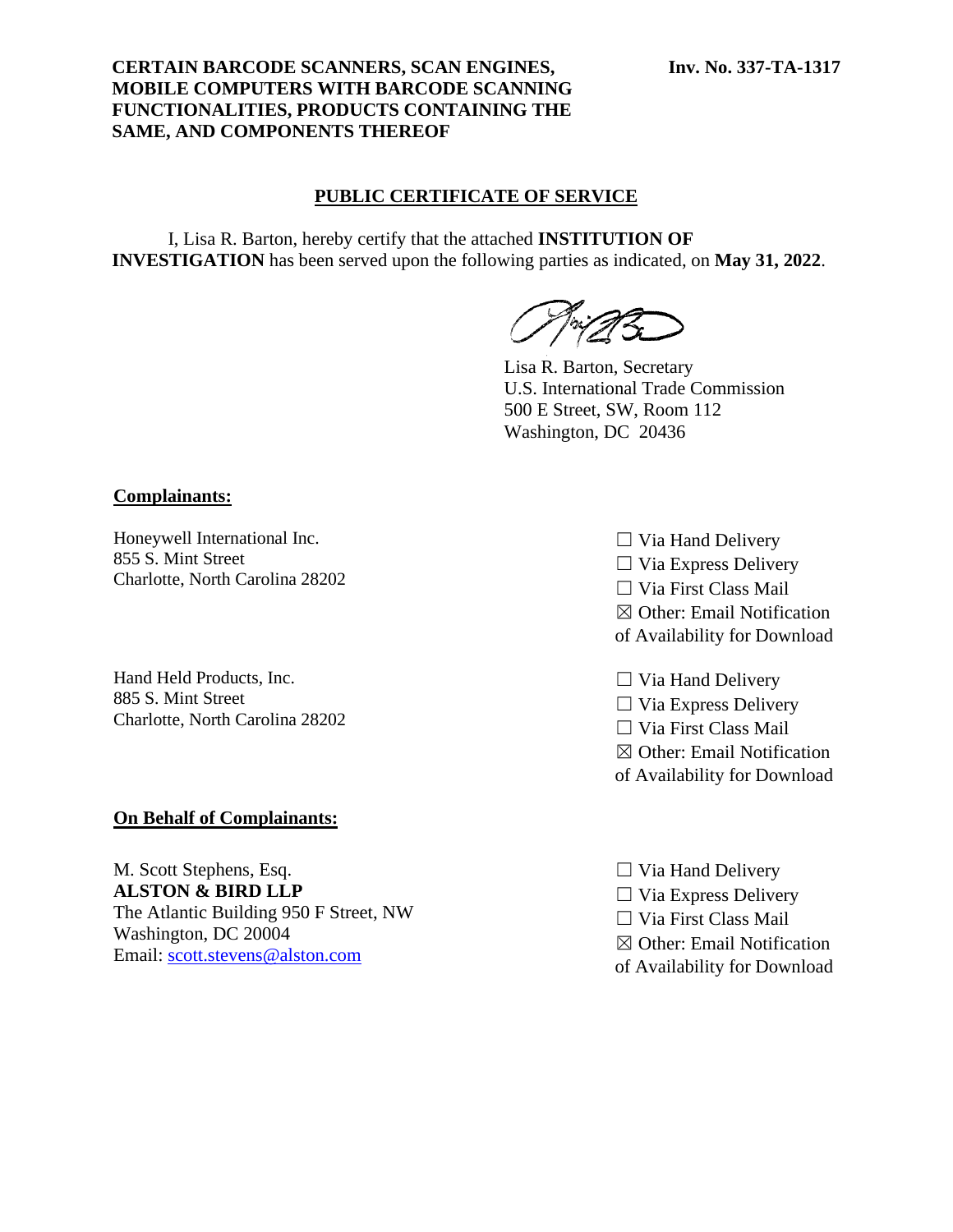**CERTAIN BARCODE SCANNERS, SCAN ENGINES, MOBILE COMPUTERS WITH BARCODE SCANNING FUNCTIONALITIES, PRODUCTS CONTAINING THE SAME, AND COMPONENTS THEREOF**

**Inv. No. 337-TA-1317**

## PUBLIC CERTIFICATE OF SERVICE

I, Lisa R. Barton, hereby certify that the attached **INSTITUTION OF INVESTIGATION** has been served upon the following parties as indicated, on **May 31, 2022**.

Lisa R. Barton, Secretary
U.S. International Trade Commission
500 E Street, SW, Room 112
Washington, DC 20436

**Complainants:**

Honeywell International Inc.
855 S. Mint Street
Charlotte, North Carolina 28202

☐ Via Hand Delivery
☐ Via Express Delivery
☐ Via First Class Mail
☒ Other: Email Notification of Availability for Download

Hand Held Products, Inc.
885 S. Mint Street
Charlotte, North Carolina 28202

☐ Via Hand Delivery
☐ Via Express Delivery
☐ Via First Class Mail
☒ Other: Email Notification of Availability for Download

**On Behalf of Complainants:**

M. Scott Stephens, Esq.
**ALSTON & BIRD LLP**
The Atlantic Building 950 F Street, NW
Washington, DC 20004
Email: scott.stevens@alston.com

☐ Via Hand Delivery
☐ Via Express Delivery
☐ Via First Class Mail
☒ Other: Email Notification of Availability for Download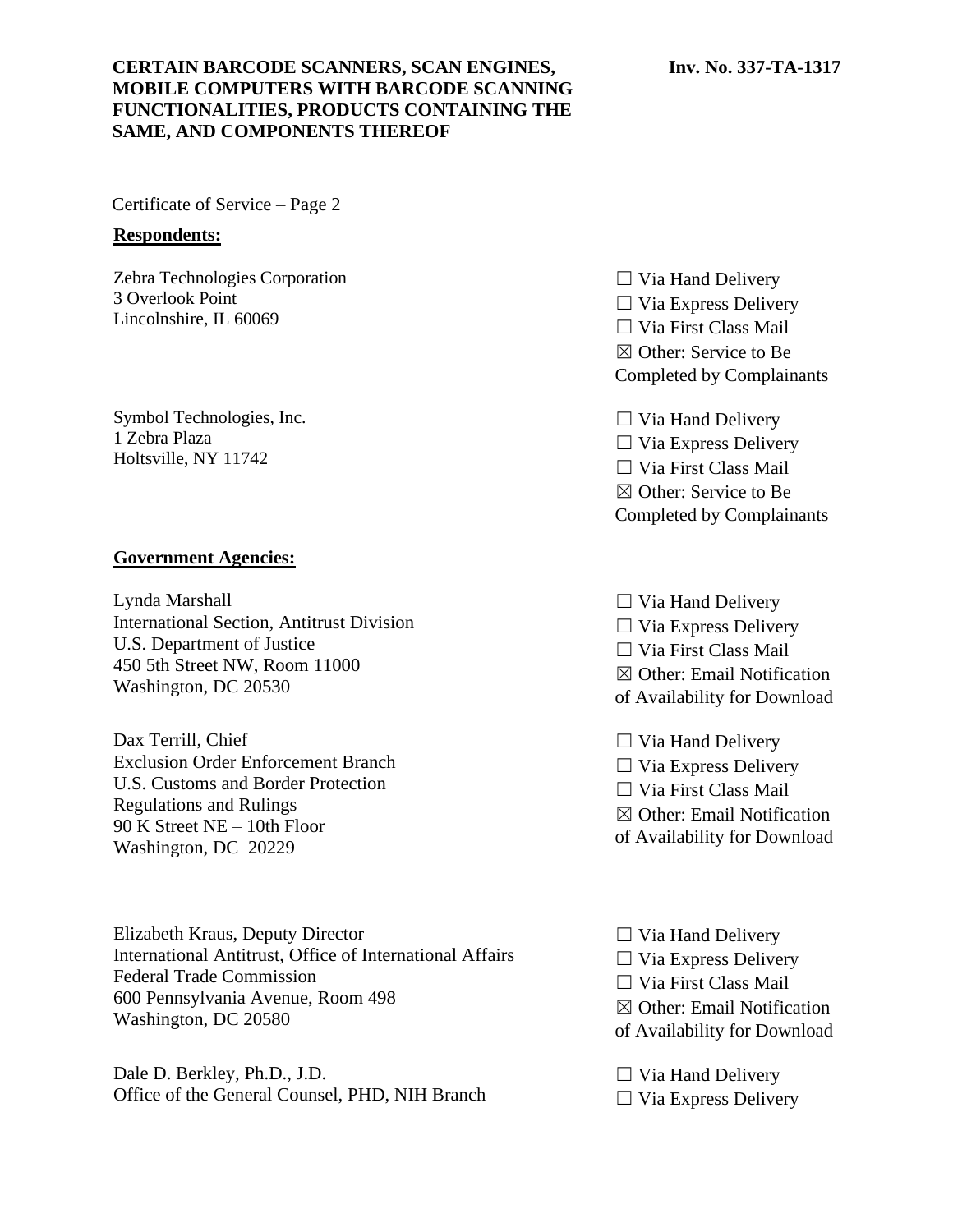Certificate of Service – Page 2

**Respondents:**

| | |
|---|---|
| Zebra Technologies Corporation<br>3 Overlook Point<br>Lincolnshire, IL 60069 | ☐ Via Hand Delivery<br>☐ Via Express Delivery<br>☐ Via First Class Mail<br>☒ Other: Service to Be Completed by Complainants |
| Symbol Technologies, Inc.<br>1 Zebra Plaza<br>Holtsville, NY 11742 | ☐ Via Hand Delivery<br>☐ Via Express Delivery<br>☐ Via First Class Mail<br>☒ Other: Service to Be Completed by Complainants |

**Government Agencies:**

| | |
|---|---|
| Lynda Marshall<br>International Section, Antitrust Division<br>U.S. Department of Justice<br>450 5th Street NW, Room 11000<br>Washington, DC 20530 | ☐ Via Hand Delivery<br>☐ Via Express Delivery<br>☐ Via First Class Mail<br>☒ Other: Email Notification of Availability for Download |
| Dax Terrill, Chief<br>Exclusion Order Enforcement Branch<br>U.S. Customs and Border Protection<br>Regulations and Rulings<br>90 K Street NE – 10th Floor<br>Washington, DC 20229 | ☐ Via Hand Delivery<br>☐ Via Express Delivery<br>☐ Via First Class Mail<br>☒ Other: Email Notification of Availability for Download |
| Elizabeth Kraus, Deputy Director<br>International Antitrust, Office of International Affairs<br>Federal Trade Commission<br>600 Pennsylvania Avenue, Room 498<br>Washington, DC 20580 | ☐ Via Hand Delivery<br>☐ Via Express Delivery<br>☐ Via First Class Mail<br>☒ Other: Email Notification of Availability for Download |
| Dale D. Berkley, Ph.D., J.D.<br>Office of the General Counsel, PHD, NIH Branch | ☐ Via Hand Delivery<br>☐ Via Express Delivery |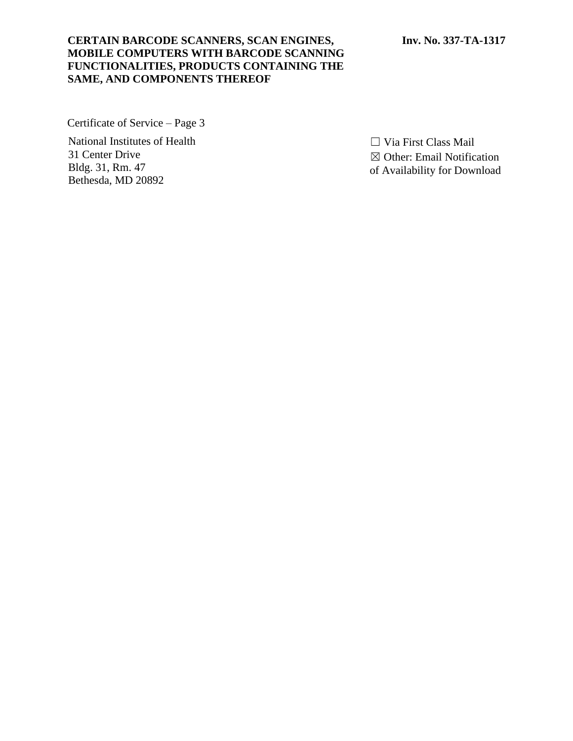Certificate of Service – Page 3

| | |
|---|---|
| National Institutes of Health<br>31 Center Drive<br>Bldg. 31, Rm. 47<br>Bethesda, MD 20892 | ☐ Via First Class Mail<br>☒ Other: Email Notification of Availability for Download |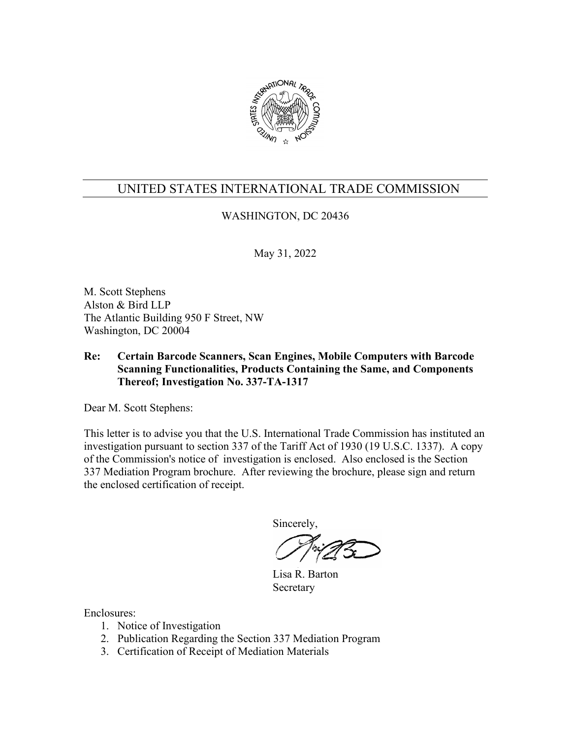# UNITED STATES INTERNATIONAL TRADE COMMISSION

WASHINGTON, DC 20436

May 31, 2022

M. Scott Stephens
Alston & Bird LLP
The Atlantic Building 950 F Street, NW
Washington, DC 20004

**Re: Certain Barcode Scanners, Scan Engines, Mobile Computers with Barcode Scanning Functionalities, Products Containing the Same, and Components Thereof; Investigation No. 337-TA-1317**

Dear M. Scott Stephens:

This letter is to advise you that the U.S. International Trade Commission has instituted an investigation pursuant to section 337 of the Tariff Act of 1930 (19 U.S.C. 1337). A copy of the Commission's notice of investigation is enclosed. Also enclosed is the Section 337 Mediation Program brochure. After reviewing the brochure, please sign and return the enclosed certification of receipt.

Sincerely,

Lisa R. Barton
Secretary

Enclosures:

1. Notice of Investigation
2. Publication Regarding the Section 337 Mediation Program
3. Certification of Receipt of Mediation Materials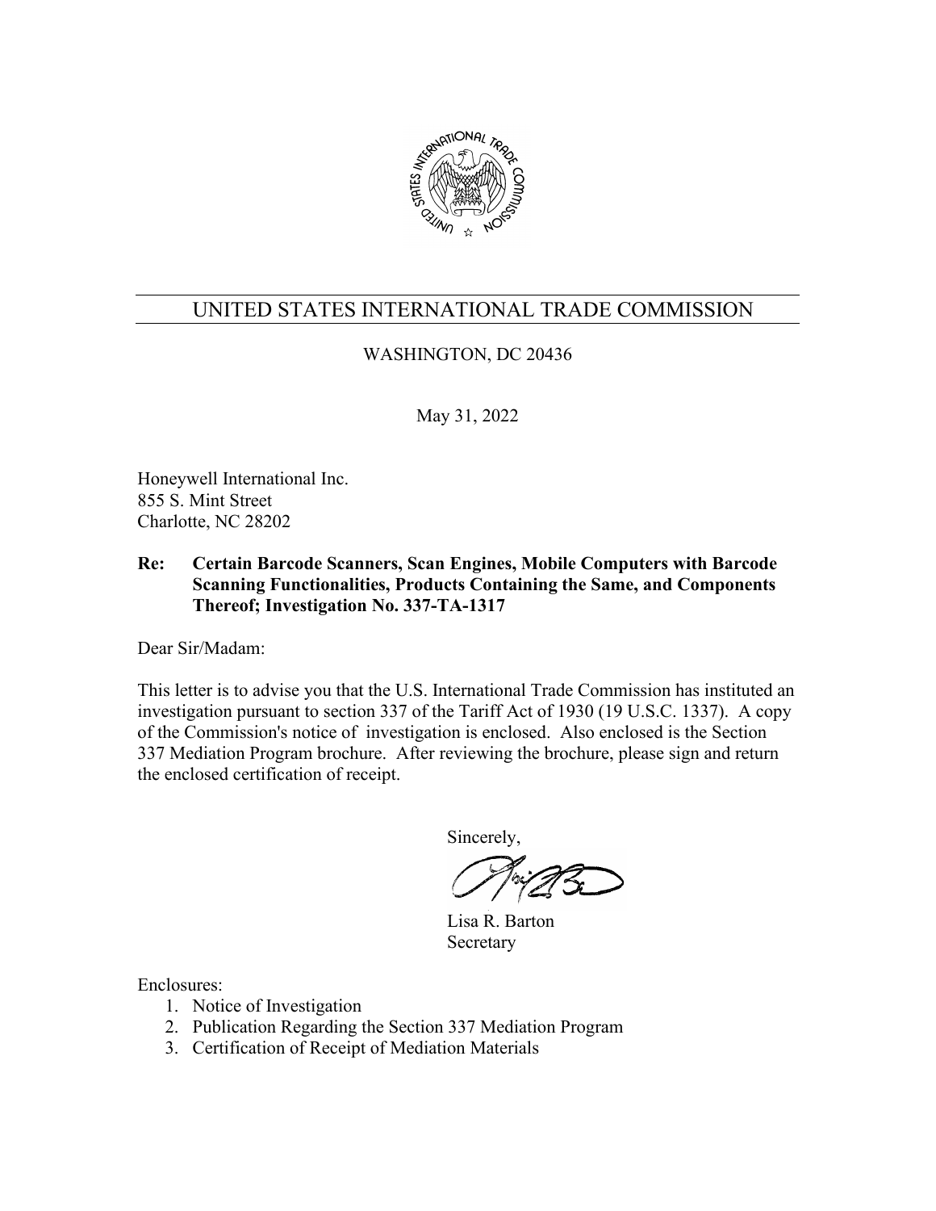# UNITED STATES INTERNATIONAL TRADE COMMISSION

WASHINGTON, DC 20436

May 31, 2022

Honeywell International Inc.
855 S. Mint Street
Charlotte, NC 28202

**Re: Certain Barcode Scanners, Scan Engines, Mobile Computers with Barcode Scanning Functionalities, Products Containing the Same, and Components Thereof; Investigation No. 337-TA-1317**

Dear Sir/Madam:

This letter is to advise you that the U.S. International Trade Commission has instituted an investigation pursuant to section 337 of the Tariff Act of 1930 (19 U.S.C. 1337). A copy of the Commission's notice of investigation is enclosed. Also enclosed is the Section 337 Mediation Program brochure. After reviewing the brochure, please sign and return the enclosed certification of receipt.

Sincerely,

Lisa R. Barton
Secretary

Enclosures:

1. Notice of Investigation
2. Publication Regarding the Section 337 Mediation Program
3. Certification of Receipt of Mediation Materials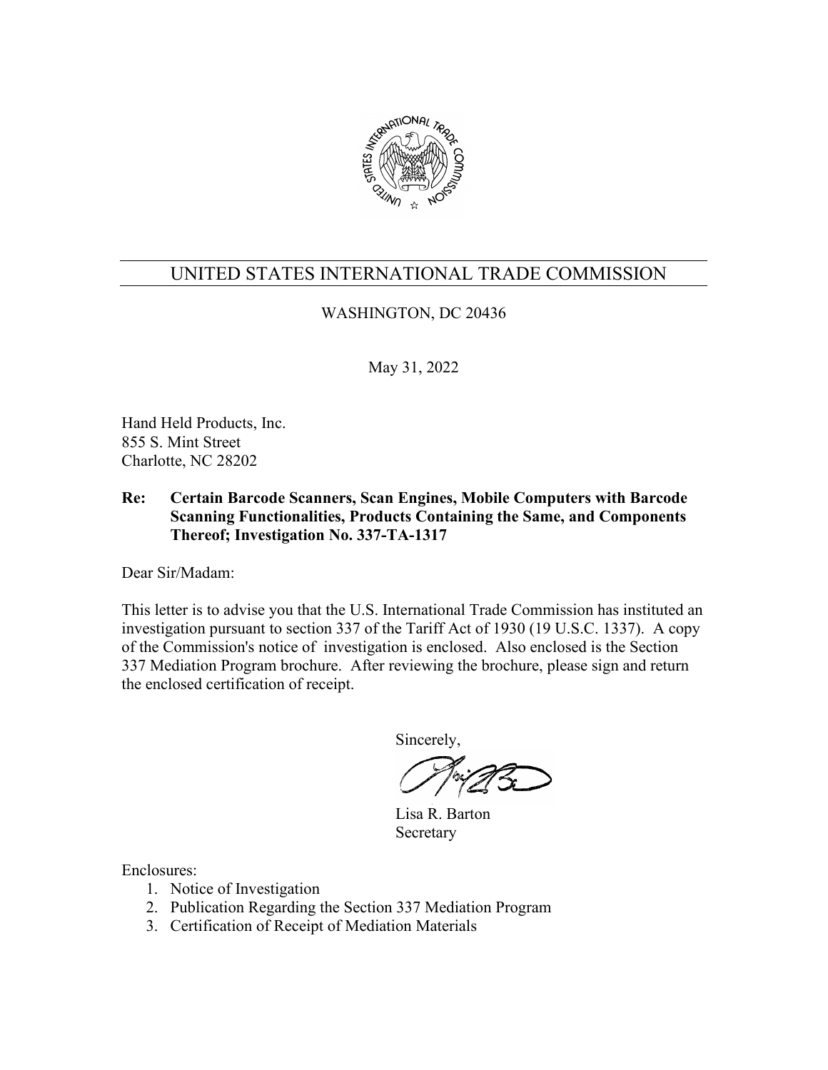# UNITED STATES INTERNATIONAL TRADE COMMISSION

WASHINGTON, DC 20436

May 31, 2022

Hand Held Products, Inc.
855 S. Mint Street
Charlotte, NC 28202

**Re: Certain Barcode Scanners, Scan Engines, Mobile Computers with Barcode Scanning Functionalities, Products Containing the Same, and Components Thereof; Investigation No. 337-TA-1317**

Dear Sir/Madam:

This letter is to advise you that the U.S. International Trade Commission has instituted an investigation pursuant to section 337 of the Tariff Act of 1930 (19 U.S.C. 1337). A copy of the Commission's notice of investigation is enclosed. Also enclosed is the Section 337 Mediation Program brochure. After reviewing the brochure, please sign and return the enclosed certification of receipt.

Sincerely,

Lisa R. Barton
Secretary

Enclosures:

1. Notice of Investigation
2. Publication Regarding the Section 337 Mediation Program
3. Certification of Receipt of Mediation Materials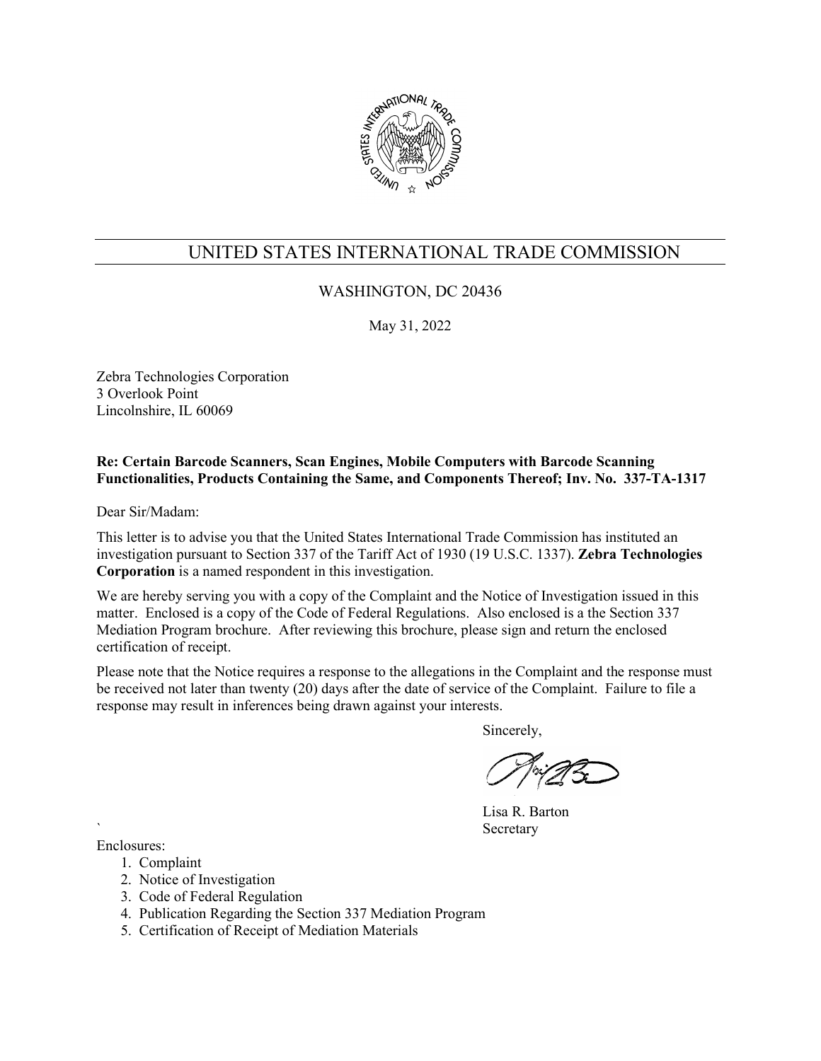# UNITED STATES INTERNATIONAL TRADE COMMISSION

WASHINGTON, DC 20436

May 31, 2022

Zebra Technologies Corporation
3 Overlook Point
Lincolnshire, IL 60069

**Re: Certain Barcode Scanners, Scan Engines, Mobile Computers with Barcode Scanning Functionalities, Products Containing the Same, and Components Thereof; Inv. No. 337-TA-1317**

Dear Sir/Madam:

This letter is to advise you that the United States International Trade Commission has instituted an investigation pursuant to Section 337 of the Tariff Act of 1930 (19 U.S.C. 1337). **Zebra Technologies Corporation** is a named respondent in this investigation.

We are hereby serving you with a copy of the Complaint and the Notice of Investigation issued in this matter. Enclosed is a copy of the Code of Federal Regulations. Also enclosed is a the Section 337 Mediation Program brochure. After reviewing this brochure, please sign and return the enclosed certification of receipt.

Please note that the Notice requires a response to the allegations in the Complaint and the response must be received not later than twenty (20) days after the date of service of the Complaint. Failure to file a response may result in inferences being drawn against your interests.

Sincerely,

Lisa R. Barton
Secretary

Enclosures:

1. Complaint
2. Notice of Investigation
3. Code of Federal Regulation
4. Publication Regarding the Section 337 Mediation Program
5. Certification of Receipt of Mediation Materials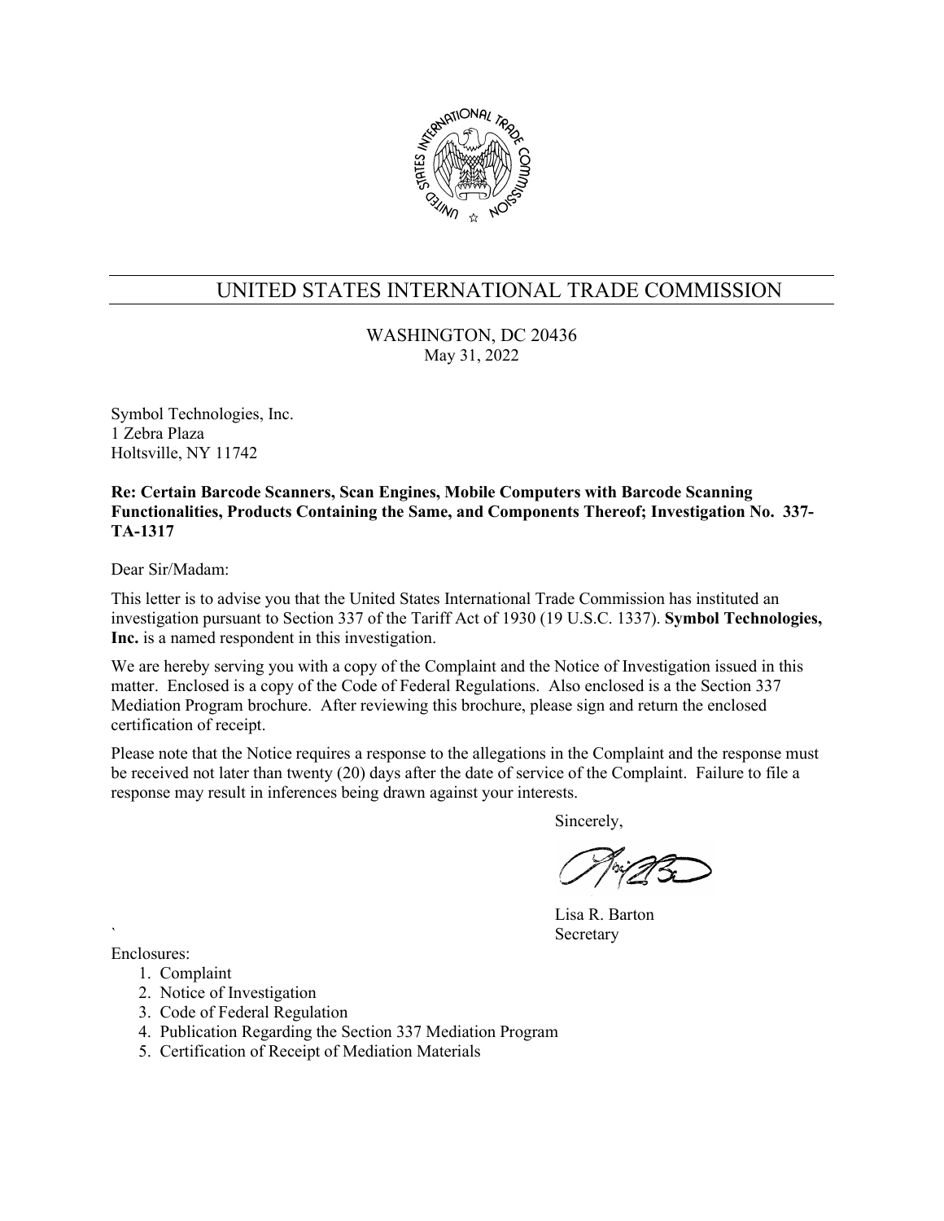# UNITED STATES INTERNATIONAL TRADE COMMISSION

WASHINGTON, DC 20436
May 31, 2022

Symbol Technologies, Inc.
1 Zebra Plaza
Holtsville, NY 11742

**Re: Certain Barcode Scanners, Scan Engines, Mobile Computers with Barcode Scanning Functionalities, Products Containing the Same, and Components Thereof; Investigation No. 337-TA-1317**

Dear Sir/Madam:

This letter is to advise you that the United States International Trade Commission has instituted an investigation pursuant to Section 337 of the Tariff Act of 1930 (19 U.S.C. 1337). **Symbol Technologies, Inc.** is a named respondent in this investigation.

We are hereby serving you with a copy of the Complaint and the Notice of Investigation issued in this matter. Enclosed is a copy of the Code of Federal Regulations. Also enclosed is a the Section 337 Mediation Program brochure. After reviewing this brochure, please sign and return the enclosed certification of receipt.

Please note that the Notice requires a response to the allegations in the Complaint and the response must be received not later than twenty (20) days after the date of service of the Complaint. Failure to file a response may result in inferences being drawn against your interests.

Sincerely,

Lisa R. Barton
Secretary

Enclosures:

1. Complaint
2. Notice of Investigation
3. Code of Federal Regulation
4. Publication Regarding the Section 337 Mediation Program
5. Certification of Receipt of Mediation Materials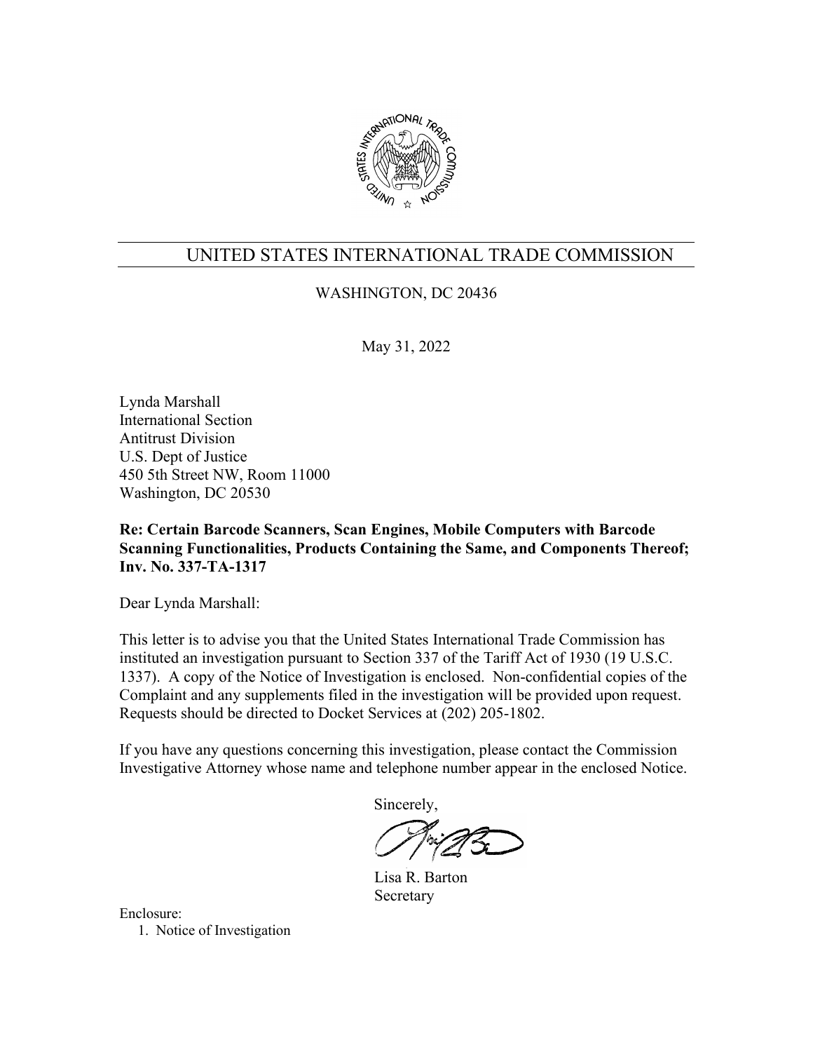# UNITED STATES INTERNATIONAL TRADE COMMISSION

WASHINGTON, DC 20436

May 31, 2022

Lynda Marshall
International Section
Antitrust Division
U.S. Dept of Justice
450 5th Street NW, Room 11000
Washington, DC 20530

**Re: Certain Barcode Scanners, Scan Engines, Mobile Computers with Barcode Scanning Functionalities, Products Containing the Same, and Components Thereof; Inv. No. 337-TA-1317**

Dear Lynda Marshall:

This letter is to advise you that the United States International Trade Commission has instituted an investigation pursuant to Section 337 of the Tariff Act of 1930 (19 U.S.C. 1337). A copy of the Notice of Investigation is enclosed. Non-confidential copies of the Complaint and any supplements filed in the investigation will be provided upon request. Requests should be directed to Docket Services at (202) 205-1802.

If you have any questions concerning this investigation, please contact the Commission Investigative Attorney whose name and telephone number appear in the enclosed Notice.

Sincerely,

Lisa R. Barton
Secretary

Enclosure:

1. Notice of Investigation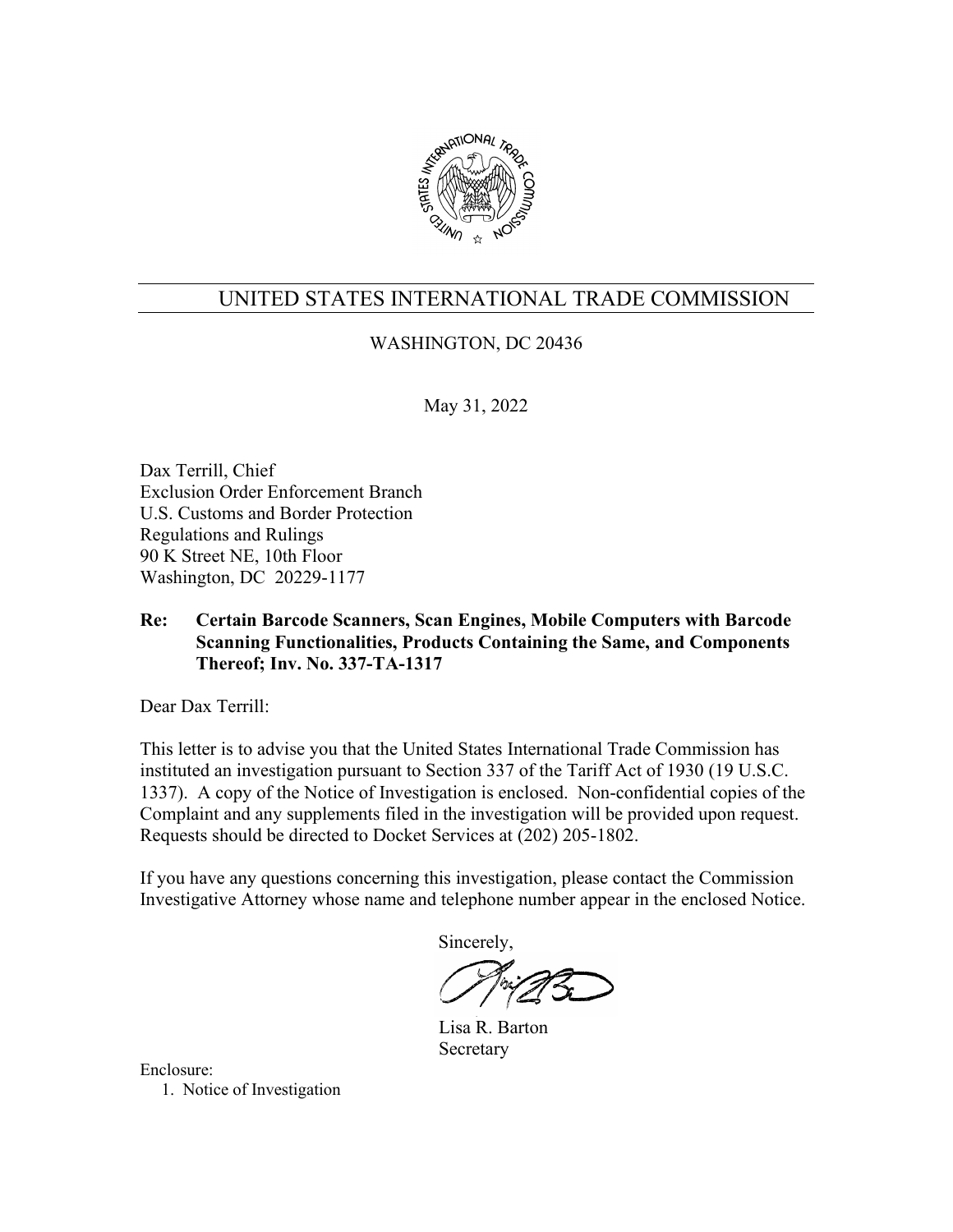# UNITED STATES INTERNATIONAL TRADE COMMISSION

WASHINGTON, DC 20436

May 31, 2022

Dax Terrill, Chief
Exclusion Order Enforcement Branch
U.S. Customs and Border Protection
Regulations and Rulings
90 K Street NE, 10th Floor
Washington, DC 20229-1177

**Re: Certain Barcode Scanners, Scan Engines, Mobile Computers with Barcode Scanning Functionalities, Products Containing the Same, and Components Thereof; Inv. No. 337-TA-1317**

Dear Dax Terrill:

This letter is to advise you that the United States International Trade Commission has instituted an investigation pursuant to Section 337 of the Tariff Act of 1930 (19 U.S.C. 1337). A copy of the Notice of Investigation is enclosed. Non-confidential copies of the Complaint and any supplements filed in the investigation will be provided upon request. Requests should be directed to Docket Services at (202) 205-1802.

If you have any questions concerning this investigation, please contact the Commission Investigative Attorney whose name and telephone number appear in the enclosed Notice.

Sincerely,

Lisa R. Barton
Secretary

Enclosure:

1. Notice of Investigation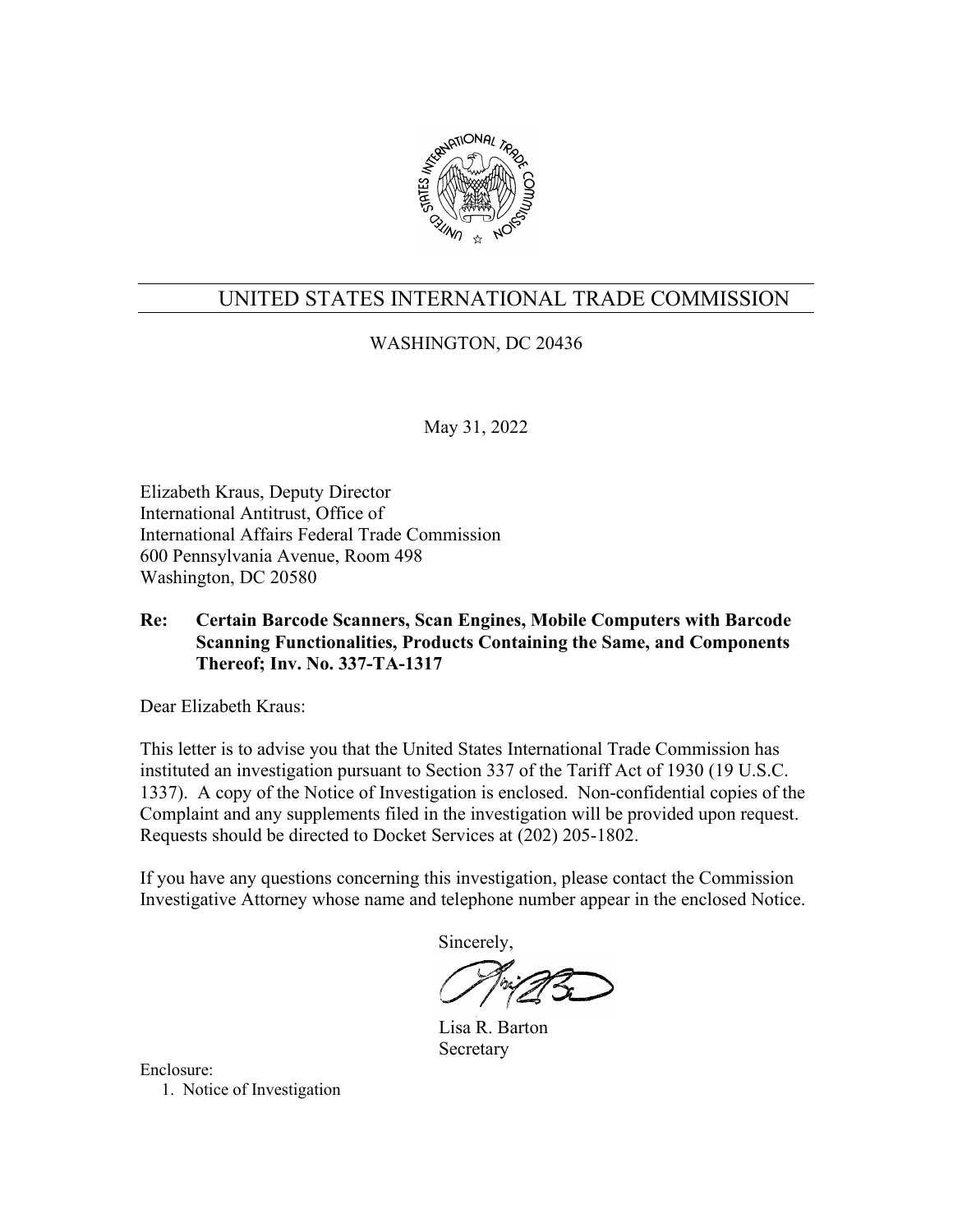# UNITED STATES INTERNATIONAL TRADE COMMISSION

WASHINGTON, DC 20436

May 31, 2022

Elizabeth Kraus, Deputy Director
International Antitrust, Office of
International Affairs Federal Trade Commission
600 Pennsylvania Avenue, Room 498
Washington, DC 20580

**Re: Certain Barcode Scanners, Scan Engines, Mobile Computers with Barcode Scanning Functionalities, Products Containing the Same, and Components Thereof; Inv. No. 337-TA-1317**

Dear Elizabeth Kraus:

This letter is to advise you that the United States International Trade Commission has instituted an investigation pursuant to Section 337 of the Tariff Act of 1930 (19 U.S.C. 1337). A copy of the Notice of Investigation is enclosed. Non-confidential copies of the Complaint and any supplements filed in the investigation will be provided upon request. Requests should be directed to Docket Services at (202) 205-1802.

If you have any questions concerning this investigation, please contact the Commission Investigative Attorney whose name and telephone number appear in the enclosed Notice.

Sincerely,

Lisa R. Barton
Secretary

Enclosure:
1. Notice of Investigation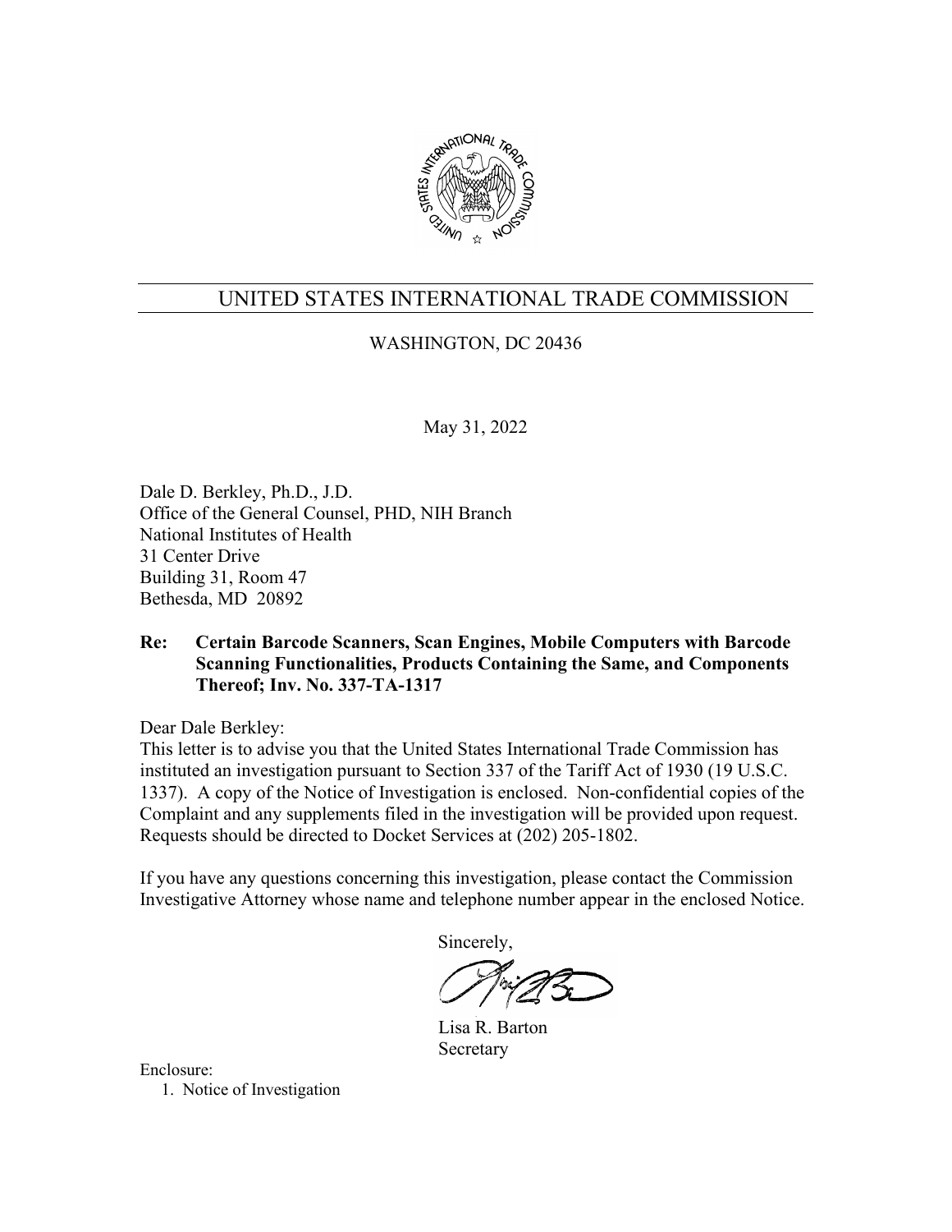# UNITED STATES INTERNATIONAL TRADE COMMISSION

WASHINGTON, DC 20436

May 31, 2022

Dale D. Berkley, Ph.D., J.D.
Office of the General Counsel, PHD, NIH Branch
National Institutes of Health
31 Center Drive
Building 31, Room 47
Bethesda, MD 20892

**Re: Certain Barcode Scanners, Scan Engines, Mobile Computers with Barcode Scanning Functionalities, Products Containing the Same, and Components Thereof; Inv. No. 337-TA-1317**

Dear Dale Berkley:

This letter is to advise you that the United States International Trade Commission has instituted an investigation pursuant to Section 337 of the Tariff Act of 1930 (19 U.S.C. 1337). A copy of the Notice of Investigation is enclosed. Non-confidential copies of the Complaint and any supplements filed in the investigation will be provided upon request. Requests should be directed to Docket Services at (202) 205-1802.

If you have any questions concerning this investigation, please contact the Commission Investigative Attorney whose name and telephone number appear in the enclosed Notice.

Sincerely,

Lisa R. Barton
Secretary

Enclosure:

1. Notice of Investigation